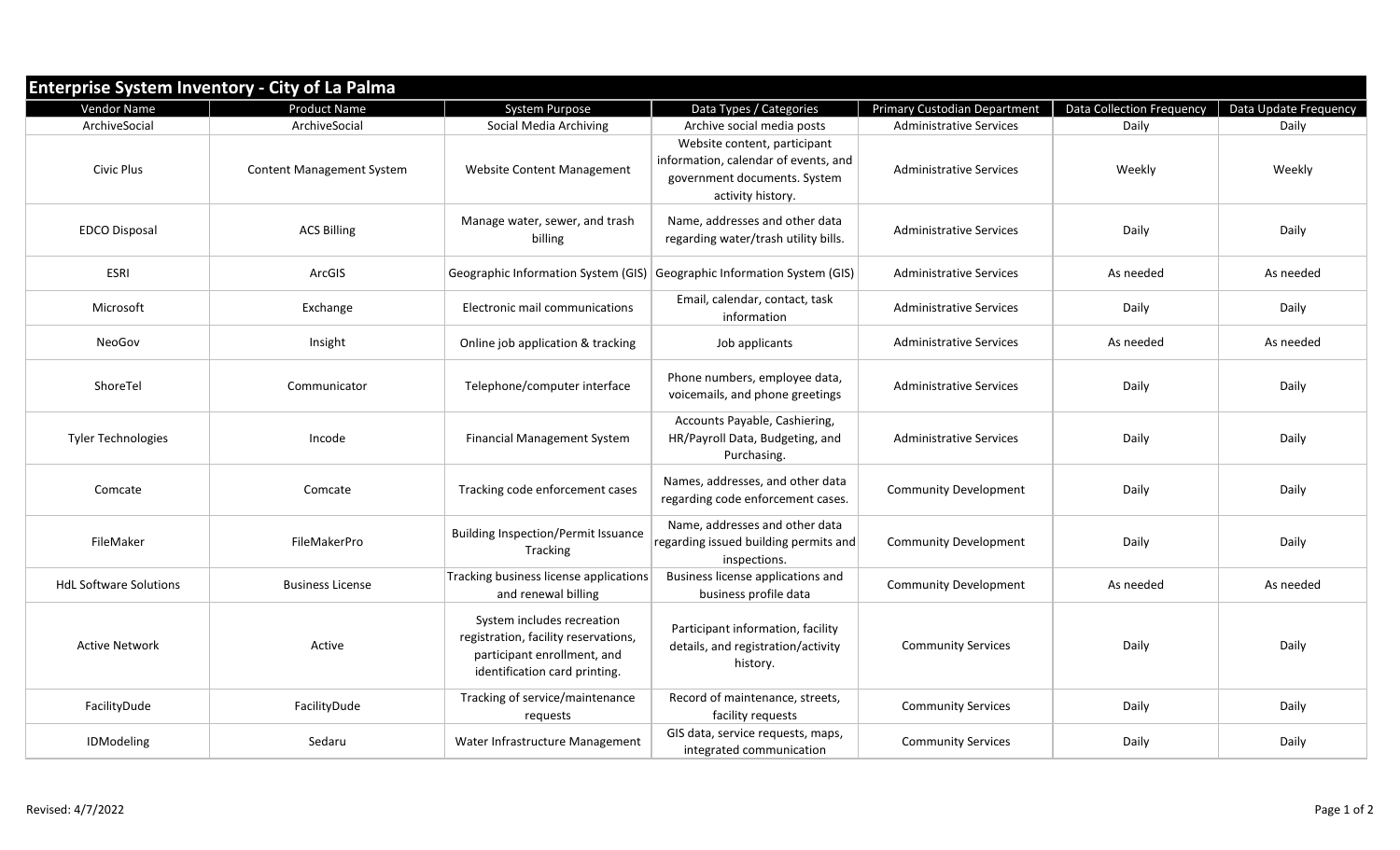## Enterprise System Inventory - City of La Palma

| Vendor Name | Product Name | System Purpose | Data Types / Categories | Primary Custodian Department | Data Collection Frequency | Data Update Frequency |
|---|---|---|---|---|---|---|
| ArchiveSocial | ArchiveSocial | Social Media Archiving | Archive social media posts | Administrative Services | Daily | Daily |
| Civic Plus | Content Management System | Website Content Management | Website content, participant information, calendar of events, and government documents. System activity history. | Administrative Services | Weekly | Weekly |
| EDCO Disposal | ACS Billing | Manage water, sewer, and trash billing | Name, addresses and other data regarding water/trash utility bills. | Administrative Services | Daily | Daily |
| ESRI | ArcGIS | Geographic Information System (GIS) | Geographic Information System (GIS) | Administrative Services | As needed | As needed |
| Microsoft | Exchange | Electronic mail communications | Email, calendar, contact, task information | Administrative Services | Daily | Daily |
| NeoGov | Insight | Online job application & tracking | Job applicants | Administrative Services | As needed | As needed |
| ShoreTel | Communicator | Telephone/computer interface | Phone numbers, employee data, voicemails, and phone greetings | Administrative Services | Daily | Daily |
| Tyler Technologies | Incode | Financial Management System | Accounts Payable, Cashiering, HR/Payroll Data, Budgeting, and Purchasing. | Administrative Services | Daily | Daily |
| Comcate | Comcate | Tracking code enforcement cases | Names, addresses, and other data regarding code enforcement cases. | Community Development | Daily | Daily |
| FileMaker | FileMakerPro | Building Inspection/Permit Issuance Tracking | Name, addresses and other data regarding issued building permits and inspections. | Community Development | Daily | Daily |
| HdL Software Solutions | Business License | Tracking business license applications and renewal billing | Business license applications and business profile data | Community Development | As needed | As needed |
| Active Network | Active | System includes recreation registration, facility reservations, participant enrollment, and identification card printing. | Participant information, facility details, and registration/activity history. | Community Services | Daily | Daily |
| FacilityDude | FacilityDude | Tracking of service/maintenance requests | Record of maintenance, streets, facility requests | Community Services | Daily | Daily |
| IDModeling | Sedaru | Water Infrastructure Management | GIS data, service requests, maps, integrated communication | Community Services | Daily | Daily |

Revised: 4/7/2022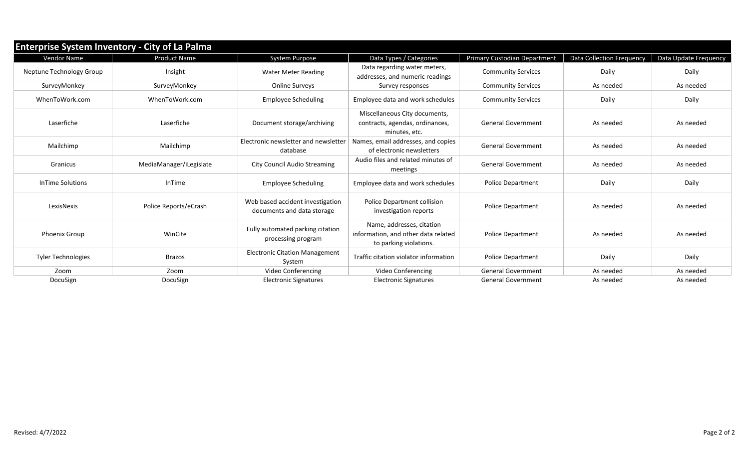## Enterprise System Inventory - City of La Palma

| Vendor Name | Product Name | System Purpose | Data Types / Categories | Primary Custodian Department | Data Collection Frequency | Data Update Frequency |
|---|---|---|---|---|---|---|
| Neptune Technology Group | Insight | Water Meter Reading | Data regarding water meters, addresses, and numeric readings | Community Services | Daily | Daily |
| SurveyMonkey | SurveyMonkey | Online Surveys | Survey responses | Community Services | As needed | As needed |
| WhenToWork.com | WhenToWork.com | Employee Scheduling | Employee data and work schedules | Community Services | Daily | Daily |
| Laserfiche | Laserfiche | Document storage/archiving | Miscellaneous City documents, contracts, agendas, ordinances, minutes, etc. | General Government | As needed | As needed |
| Mailchimp | Mailchimp | Electronic newsletter and newsletter database | Names, email addresses, and copies of electronic newsletters | General Government | As needed | As needed |
| Granicus | MediaManager/iLegislate | City Council Audio Streaming | Audio files and related minutes of meetings | General Government | As needed | As needed |
| InTime Solutions | InTime | Employee Scheduling | Employee data and work schedules | Police Department | Daily | Daily |
| LexisNexis | Police Reports/eCrash | Web based accident investigation documents and data storage | Police Department collision investigation reports | Police Department | As needed | As needed |
| Phoenix Group | WinCite | Fully automated parking citation processing program | Name, addresses, citation information, and other data related to parking violations. | Police Department | As needed | As needed |
| Tyler Technologies | Brazos | Electronic Citation Management System | Traffic citation violator information | Police Department | Daily | Daily |
| Zoom | Zoom | Video Conferencing | Video Conferencing | General Government | As needed | As needed |
| DocuSign | DocuSign | Electronic Signatures | Electronic Signatures | General Government | As needed | As needed |

Revised: 4/7/2022